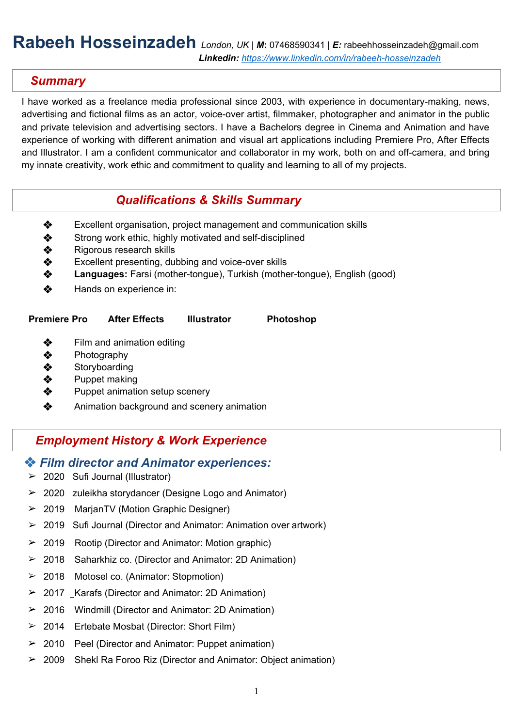# Rabeeh Hosseinzadeh

*London, UK* | ***M*:** 07468590341 | ***E:*** rabeehhosseinzadeh@gmail.com
***Linkedin:*** [https://www.linkedin.com/in/rabeeh-hosseinzadeh](https://www.linkedin.com/in/rabeeh-hosseinzadeh)

## Summary

I have worked as a freelance media professional since 2003, with experience in documentary-making, news, advertising and fictional films as an actor, voice-over artist, filmmaker, photographer and animator in the public and private television and advertising sectors. I have a Bachelors degree in Cinema and Animation and have experience of working with different animation and visual art applications including Premiere Pro, After Effects and Illustrator. I am a confident communicator and collaborator in my work, both on and off-camera, and bring my innate creativity, work ethic and commitment to quality and learning to all of my projects.

## Qualifications & Skills Summary

- Excellent organisation, project management and communication skills
- Strong work ethic, highly motivated and self-disciplined
- Rigorous research skills
- Excellent presenting, dubbing and voice-over skills
- **Languages:** Farsi (mother-tongue), Turkish (mother-tongue), English (good)
- Hands on experience in:

**Premiere Pro** **After Effects** **Illustrator** **Photoshop**

- Film and animation editing
- Photography
- Storyboarding
- Puppet making
- Puppet animation setup scenery
- Animation background and scenery animation

## Employment History & Work Experience

### Film director and Animator experiences:

- 2020 Sufi Journal (Illustrator)
- 2020 zuleikha storydancer (Designe Logo and Animator)
- 2019 MarjanTV (Motion Graphic Designer)
- 2019 Sufi Journal (Director and Animator: Animation over artwork)
- 2019 Rootip (Director and Animator: Motion graphic)
- 2018 Saharkhiz co. (Director and Animator: 2D Animation)
- 2018 Motosel co. (Animator: Stopmotion)
- 2017 _Karafs (Director and Animator: 2D Animation)
- 2016 Windmill (Director and Animator: 2D Animation)
- 2014 Ertebate Mosbat (Director: Short Film)
- 2010 Peel (Director and Animator: Puppet animation)
- 2009 Shekl Ra Foroo Riz (Director and Animator: Object animation)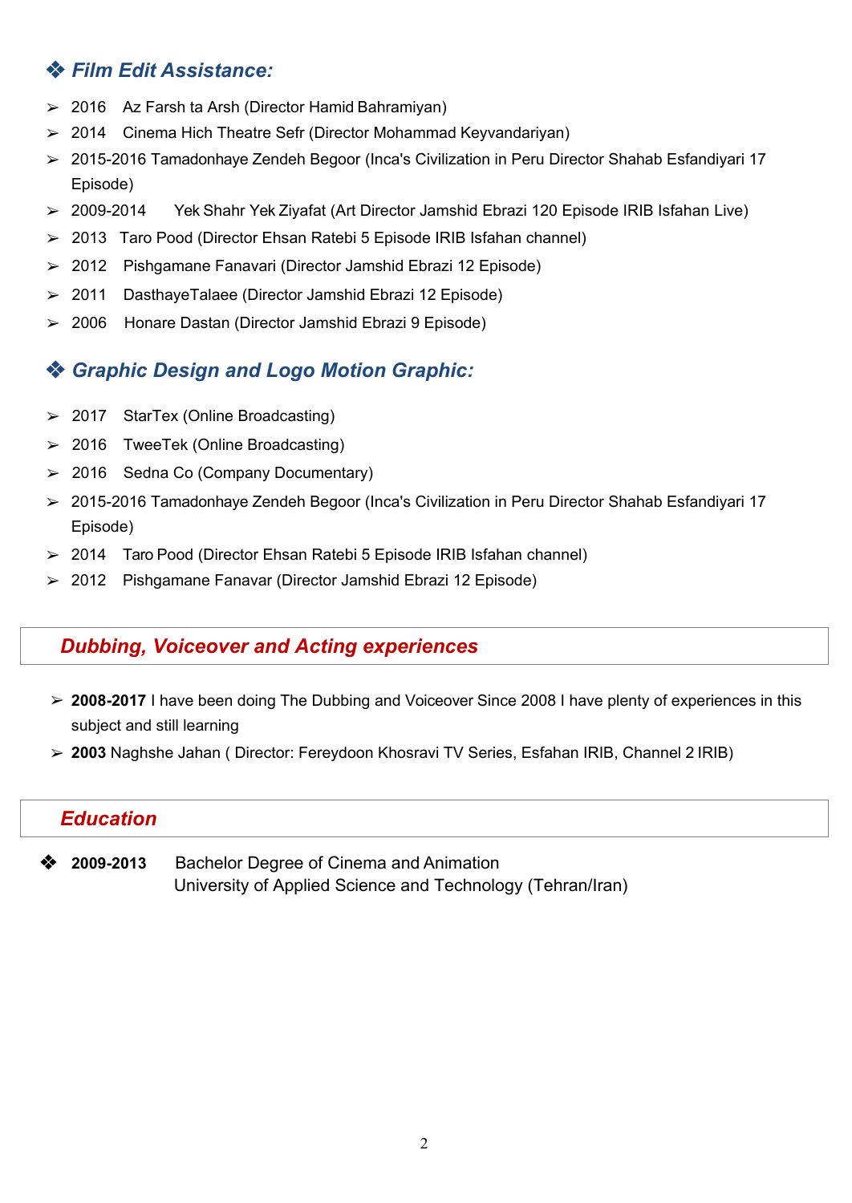## ❖ *Film Edit Assistance:*

- 2016 Az Farsh ta Arsh (Director Hamid Bahramiyan)
- 2014 Cinema Hich Theatre Sefr (Director Mohammad Keyvandariyan)
- 2015-2016 Tamadonhaye Zendeh Begoor (Inca's Civilization in Peru Director Shahab Esfandiyari 17 Episode)
- 2009-2014 Yek Shahr Yek Ziyafat (Art Director Jamshid Ebrazi 120 Episode IRIB Isfahan Live)
- 2013 Taro Pood (Director Ehsan Ratebi 5 Episode IRIB Isfahan channel)
- 2012 Pishgamane Fanavari (Director Jamshid Ebrazi 12 Episode)
- 2011 DasthayeTalaee (Director Jamshid Ebrazi 12 Episode)
- 2006 Honare Dastan (Director Jamshid Ebrazi 9 Episode)

## ❖ *Graphic Design and Logo Motion Graphic:*

- 2017 StarTex (Online Broadcasting)
- 2016 TweeTek (Online Broadcasting)
- 2016 Sedna Co (Company Documentary)
- 2015-2016 Tamadonhaye Zendeh Begoor (Inca's Civilization in Peru Director Shahab Esfandiyari 17 Episode)
- 2014 Taro Pood (Director Ehsan Ratebi 5 Episode IRIB Isfahan channel)
- 2012 Pishgamane Fanavar (Director Jamshid Ebrazi 12 Episode)

## *Dubbing, Voiceover and Acting experiences*

- **2008-2017** I have been doing The Dubbing and Voiceover Since 2008 I have plenty of experiences in this subject and still learning
- **2003** Naghshe Jahan ( Director: Fereydoon Khosravi TV Series, Esfahan IRIB, Channel 2 IRIB)

## *Education*

❖ **2009-2013** Bachelor Degree of Cinema and Animation
University of Applied Science and Technology (Tehran/Iran)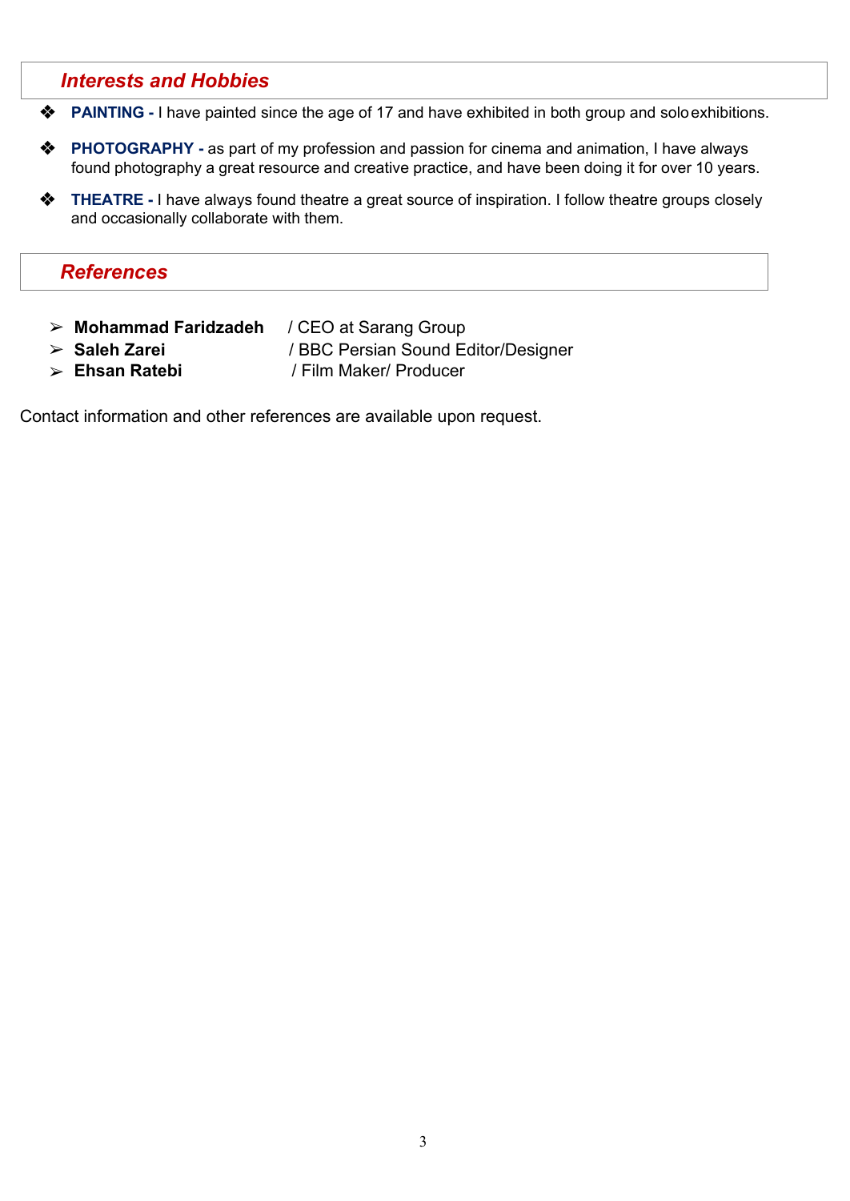## *Interests and Hobbies*

- **PAINTING -** I have painted since the age of 17 and have exhibited in both group and solo exhibitions.
- **PHOTOGRAPHY -** as part of my profession and passion for cinema and animation, I have always found photography a great resource and creative practice, and have been doing it for over 10 years.
- **THEATRE -** I have always found theatre a great source of inspiration. I follow theatre groups closely and occasionally collaborate with them.

## *References*

- **Mohammad Faridzadeh** / CEO at Sarang Group
- **Saleh Zarei** / BBC Persian Sound Editor/Designer
- **Ehsan Ratebi** / Film Maker/ Producer

Contact information and other references are available upon request.